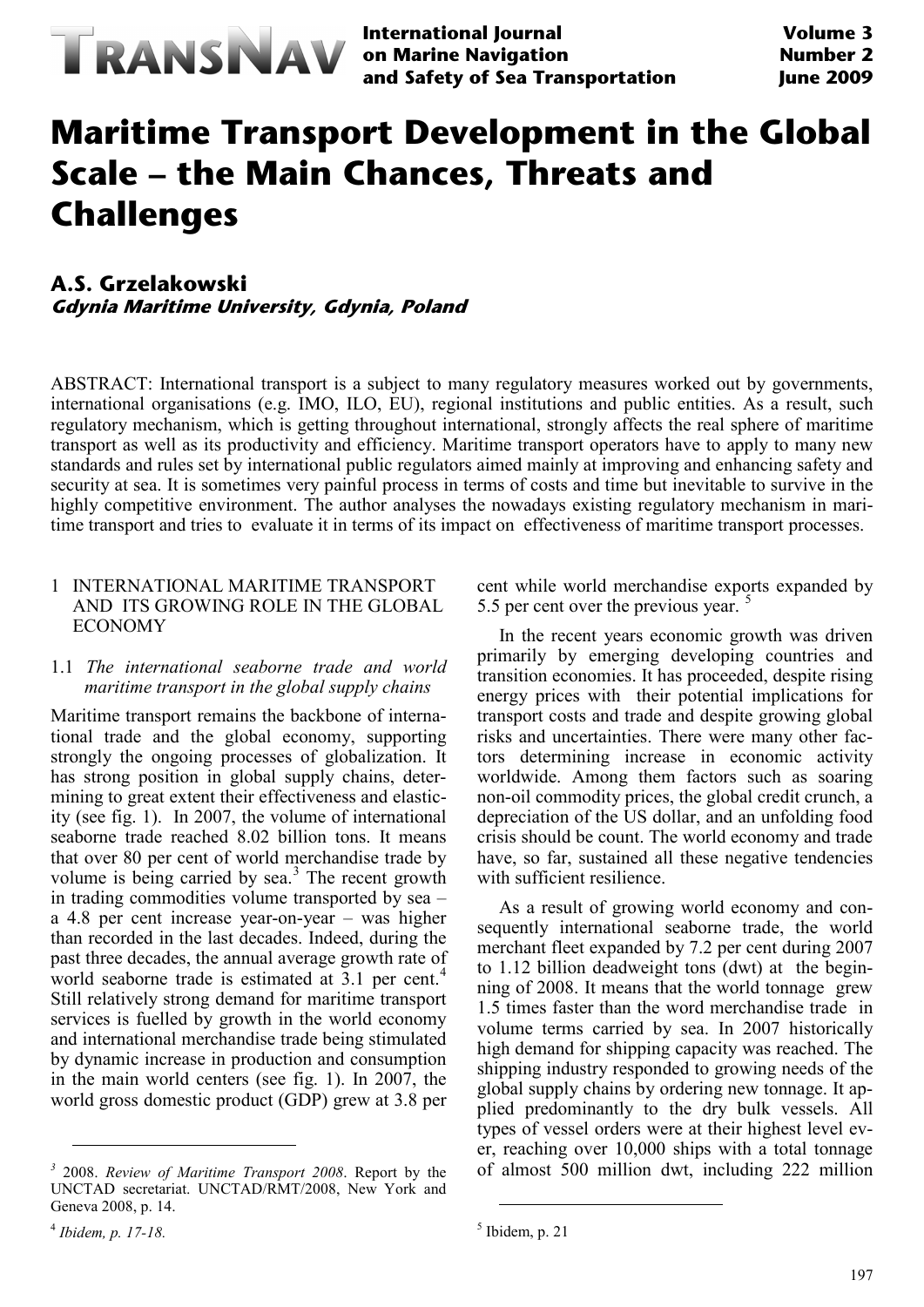# Maritime Transport Development in the Global Scale – the Main Chances, Threats and Challenges

**A.S. Grzelakowski**
***Gdynia Maritime University, Gdynia, Poland***

ABSTRACT: International transport is a subject to many regulatory measures worked out by governments, international organisations (e.g. IMO, ILO, EU), regional institutions and public entities. As a result, such regulatory mechanism, which is getting throughout international, strongly affects the real sphere of maritime transport as well as its productivity and efficiency. Maritime transport operators have to apply to many new standards and rules set by international public regulators aimed mainly at improving and enhancing safety and security at sea. It is sometimes very painful process in terms of costs and time but inevitable to survive in the highly competitive environment. The author analyses the nowadays existing regulatory mechanism in maritime transport and tries to evaluate it in terms of its impact on effectiveness of maritime transport processes.

## 1 INTERNATIONAL MARITIME TRANSPORT AND ITS GROWING ROLE IN THE GLOBAL ECONOMY

### 1.1 *The international seaborne trade and world maritime transport in the global supply chains*

Maritime transport remains the backbone of international trade and the global economy, supporting strongly the ongoing processes of globalization. It has strong position in global supply chains, determining to great extent their effectiveness and elasticity (see fig. 1). In 2007, the volume of international seaborne trade reached 8.02 billion tons. It means that over 80 per cent of world merchandise trade by volume is being carried by sea.[3] The recent growth in trading commodities volume transported by sea – a 4.8 per cent increase year-on-year – was higher than recorded in the last decades. Indeed, during the past three decades, the annual average growth rate of world seaborne trade is estimated at 3.1 per cent.[4] Still relatively strong demand for maritime transport services is fuelled by growth in the world economy and international merchandise trade being stimulated by dynamic increase in production and consumption in the main world centers (see fig. 1). In 2007, the world gross domestic product (GDP) grew at 3.8 per cent while world merchandise exports expanded by 5.5 per cent over the previous year.[5]

In the recent years economic growth was driven primarily by emerging developing countries and transition economies. It has proceeded, despite rising energy prices with their potential implications for transport costs and trade and despite growing global risks and uncertainties. There were many other factors determining increase in economic activity worldwide. Among them factors such as soaring non-oil commodity prices, the global credit crunch, a depreciation of the US dollar, and an unfolding food crisis should be count. The world economy and trade have, so far, sustained all these negative tendencies with sufficient resilience.

As a result of growing world economy and consequently international seaborne trade, the world merchant fleet expanded by 7.2 per cent during 2007 to 1.12 billion deadweight tons (dwt) at the beginning of 2008. It means that the world tonnage grew 1.5 times faster than the word merchandise trade in volume terms carried by sea. In 2007 historically high demand for shipping capacity was reached. The shipping industry responded to growing needs of the global supply chains by ordering new tonnage. It applied predominantly to the dry bulk vessels. All types of vessel orders were at their highest level ever, reaching over 10,000 ships with a total tonnage of almost 500 million dwt, including 222 million

---

[3] 2008. *Review of Maritime Transport 2008*. Report by the UNCTAD secretariat. UNCTAD/RMT/2008, New York and Geneva 2008, p. 14.

[4] *Ibidem, p. 17-18.*

[5] Ibidem, p. 21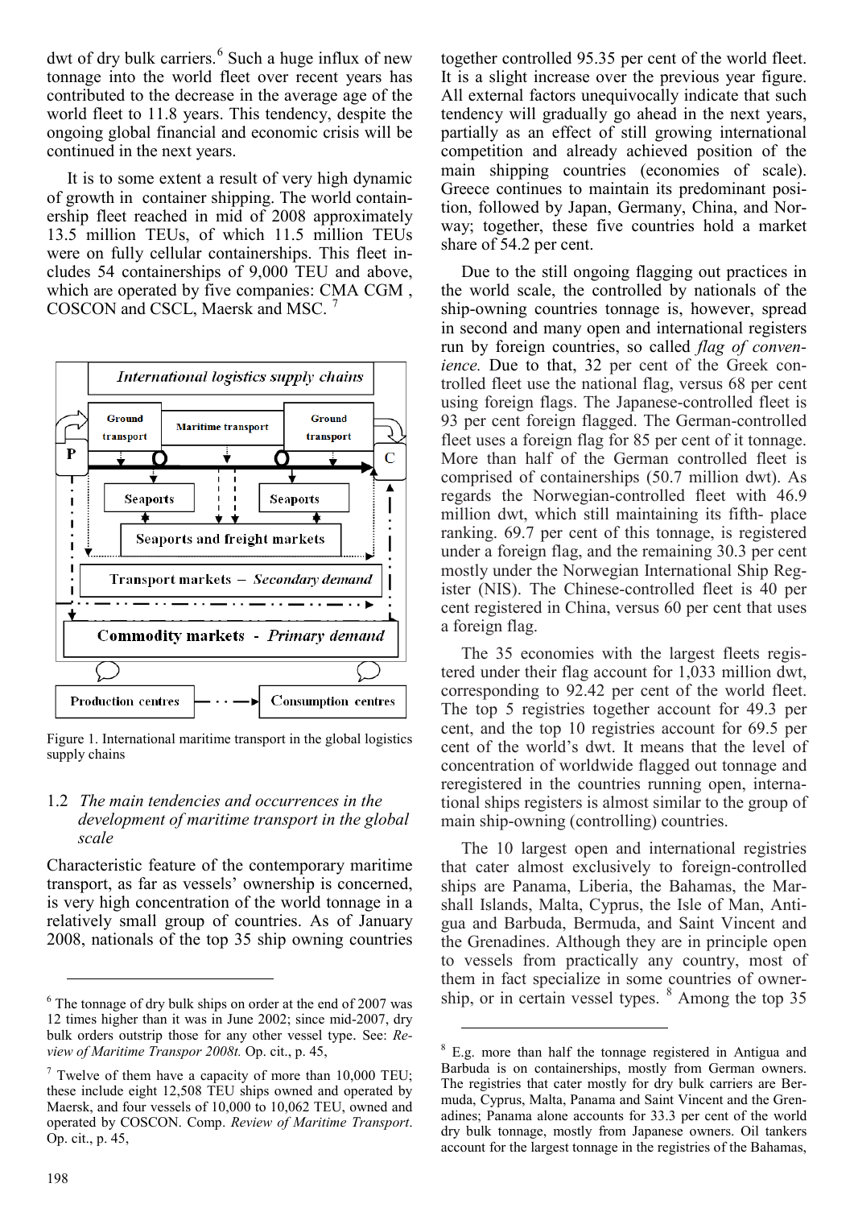dwt of dry bulk carriers.[6] Such a huge influx of new tonnage into the world fleet over recent years has contributed to the decrease in the average age of the world fleet to 11.8 years. This tendency, despite the ongoing global financial and economic crisis will be continued in the next years.

It is to some extent a result of very high dynamic of growth in container shipping. The world containership fleet reached in mid of 2008 approximately 13.5 million TEUs, of which 11.5 million TEUs were on fully cellular containerships. This fleet includes 54 containerships of 9,000 TEU and above, which are operated by five companies: CMA CGM , COSCON and CSCL, Maersk and MSC. [7]

Figure 1. International maritime transport in the global logistics supply chains

### 1.2 *The main tendencies and occurrences in the development of maritime transport in the global scale*

Characteristic feature of the contemporary maritime transport, as far as vessels' ownership is concerned, is very high concentration of the world tonnage in a relatively small group of countries. As of January 2008, nationals of the top 35 ship owning countries together controlled 95.35 per cent of the world fleet. It is a slight increase over the previous year figure. All external factors unequivocally indicate that such tendency will gradually go ahead in the next years, partially as an effect of still growing international competition and already achieved position of the main shipping countries (economies of scale). Greece continues to maintain its predominant position, followed by Japan, Germany, China, and Norway; together, these five countries hold a market share of 54.2 per cent.

Due to the still ongoing flagging out practices in the world scale, the controlled by nationals of the ship-owning countries tonnage is, however, spread in second and many open and international registers run by foreign countries, so called *flag of convenience.* Due to that, 32 per cent of the Greek controlled fleet use the national flag, versus 68 per cent using foreign flags. The Japanese-controlled fleet is 93 per cent foreign flagged. The German-controlled fleet uses a foreign flag for 85 per cent of it tonnage. More than half of the German controlled fleet is comprised of containerships (50.7 million dwt). As regards the Norwegian-controlled fleet with 46.9 million dwt, which still maintaining its fifth- place ranking. 69.7 per cent of this tonnage, is registered under a foreign flag, and the remaining 30.3 per cent mostly under the Norwegian International Ship Register (NIS). The Chinese-controlled fleet is 40 per cent registered in China, versus 60 per cent that uses a foreign flag.

The 35 economies with the largest fleets registered under their flag account for 1,033 million dwt, corresponding to 92.42 per cent of the world fleet. The top 5 registries together account for 49.3 per cent, and the top 10 registries account for 69.5 per cent of the world's dwt. It means that the level of concentration of worldwide flagged out tonnage and reregistered in the countries running open, international ships registers is almost similar to the group of main ship-owning (controlling) countries.

The 10 largest open and international registries that cater almost exclusively to foreign-controlled ships are Panama, Liberia, the Bahamas, the Marshall Islands, Malta, Cyprus, the Isle of Man, Antigua and Barbuda, Bermuda, and Saint Vincent and the Grenadines. Although they are in principle open to vessels from practically any country, most of them in fact specialize in some countries of ownership, or in certain vessel types. [8] Among the top 35

---

[6] The tonnage of dry bulk ships on order at the end of 2007 was 12 times higher than it was in June 2002; since mid-2007, dry bulk orders outstrip those for any other vessel type. See: *Review of Maritime Transpor 2008t.* Op. cit., p. 45,

[7] Twelve of them have a capacity of more than 10,000 TEU; these include eight 12,508 TEU ships owned and operated by Maersk, and four vessels of 10,000 to 10,062 TEU, owned and operated by COSCON. Comp. *Review of Maritime Transport*. Op. cit., p. 45,

[8] E.g. more than half the tonnage registered in Antigua and Barbuda is on containerships, mostly from German owners. The registries that cater mostly for dry bulk carriers are Bermuda, Cyprus, Malta, Panama and Saint Vincent and the Grenadines; Panama alone accounts for 33.3 per cent of the world dry bulk tonnage, mostly from Japanese owners. Oil tankers account for the largest tonnage in the registries of the Bahamas,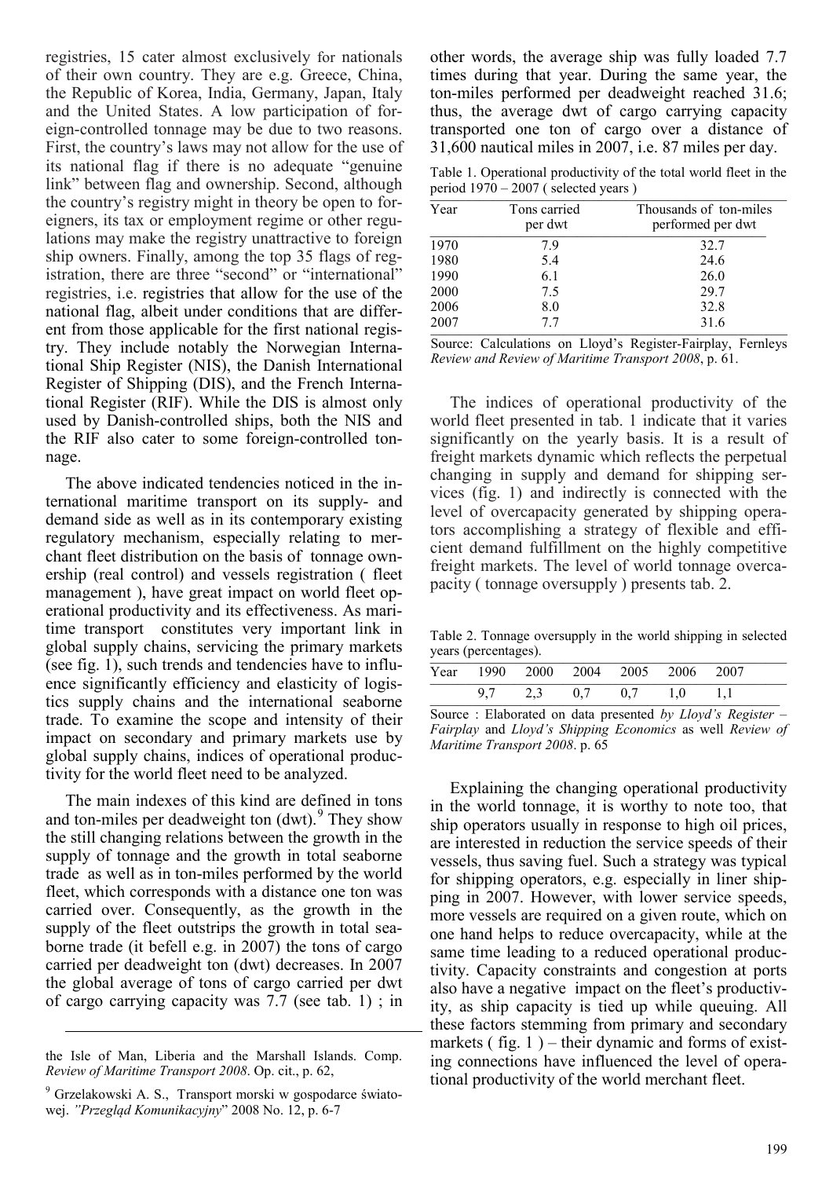registries, 15 cater almost exclusively for nationals of their own country. They are e.g. Greece, China, the Republic of Korea, India, Germany, Japan, Italy and the United States. A low participation of foreign-controlled tonnage may be due to two reasons. First, the country's laws may not allow for the use of its national flag if there is no adequate "genuine link" between flag and ownership. Second, although the country's registry might in theory be open to foreigners, its tax or employment regime or other regulations may make the registry unattractive to foreign ship owners. Finally, among the top 35 flags of registration, there are three "second" or "international" registries, i.e. registries that allow for the use of the national flag, albeit under conditions that are different from those applicable for the first national registry. They include notably the Norwegian International Ship Register (NIS), the Danish International Register of Shipping (DIS), and the French International Register (RIF). While the DIS is almost only used by Danish-controlled ships, both the NIS and the RIF also cater to some foreign-controlled tonnage.

The above indicated tendencies noticed in the international maritime transport on its supply- and demand side as well as in its contemporary existing regulatory mechanism, especially relating to merchant fleet distribution on the basis of tonnage ownership (real control) and vessels registration ( fleet management ), have great impact on world fleet operational productivity and its effectiveness. As maritime transport constitutes very important link in global supply chains, servicing the primary markets (see fig. 1), such trends and tendencies have to influence significantly efficiency and elasticity of logistics supply chains and the international seaborne trade. To examine the scope and intensity of their impact on secondary and primary markets use by global supply chains, indices of operational productivity for the world fleet need to be analyzed.

The main indexes of this kind are defined in tons and ton-miles per deadweight ton (dwt).[9] They show the still changing relations between the growth in the supply of tonnage and the growth in total seaborne trade as well as in ton-miles performed by the world fleet, which corresponds with a distance one ton was carried over. Consequently, as the growth in the supply of the fleet outstrips the growth in total seaborne trade (it befell e.g. in 2007) the tons of cargo carried per deadweight ton (dwt) decreases. In 2007 the global average of tons of cargo carried per dwt of cargo carrying capacity was 7.7 (see tab. 1) ; in other words, the average ship was fully loaded 7.7 times during that year. During the same year, the ton-miles performed per deadweight reached 31.6; thus, the average dwt of cargo carrying capacity transported one ton of cargo over a distance of 31,600 nautical miles in 2007, i.e. 87 miles per day.

Table 1. Operational productivity of the total world fleet in the period 1970 – 2007 ( selected years )

| Year | Tons carried per dwt | Thousands of ton-miles performed per dwt |
|---|---|---|
| 1970 | 7.9 | 32.7 |
| 1980 | 5.4 | 24.6 |
| 1990 | 6.1 | 26.0 |
| 2000 | 7.5 | 29.7 |
| 2006 | 8.0 | 32.8 |
| 2007 | 7.7 | 31.6 |

Source: Calculations on Lloyd's Register-Fairplay, Fernleys *Review and Review of Maritime Transport 2008*, p. 61.

The indices of operational productivity of the world fleet presented in tab. 1 indicate that it varies significantly on the yearly basis. It is a result of freight markets dynamic which reflects the perpetual changing in supply and demand for shipping services (fig. 1) and indirectly is connected with the level of overcapacity generated by shipping operators accomplishing a strategy of flexible and efficient demand fulfillment on the highly competitive freight markets. The level of world tonnage overcapacity ( tonnage oversupply ) presents tab. 2.

Table 2. Tonnage oversupply in the world shipping in selected years (percentages).

| Year | 1990 | 2000 | 2004 | 2005 | 2006 | 2007 |
|---|---|---|---|---|---|---|
| | 9,7 | 2,3 | 0,7 | 0,7 | 1,0 | 1,1 |

Source : Elaborated on data presented *by Lloyd's Register – Fairplay* and *Lloyd's Shipping Economics* as well *Review of Maritime Transport 2008*. p. 65

Explaining the changing operational productivity in the world tonnage, it is worthy to note too, that ship operators usually in response to high oil prices, are interested in reduction the service speeds of their vessels, thus saving fuel. Such a strategy was typical for shipping operators, e.g. especially in liner shipping in 2007. However, with lower service speeds, more vessels are required on a given route, which on one hand helps to reduce overcapacity, while at the same time leading to a reduced operational productivity. Capacity constraints and congestion at ports also have a negative impact on the fleet's productivity, as ship capacity is tied up while queuing. All these factors stemming from primary and secondary markets ( fig. 1 ) – their dynamic and forms of existing connections have influenced the level of operational productivity of the world merchant fleet.

---

the Isle of Man, Liberia and the Marshall Islands. Comp. *Review of Maritime Transport 2008*. Op. cit., p. 62,

[9] Grzelakowski A. S., Transport morski w gospodarce światowej. *"Przegląd Komunikacyjny*" 2008 No. 12, p. 6-7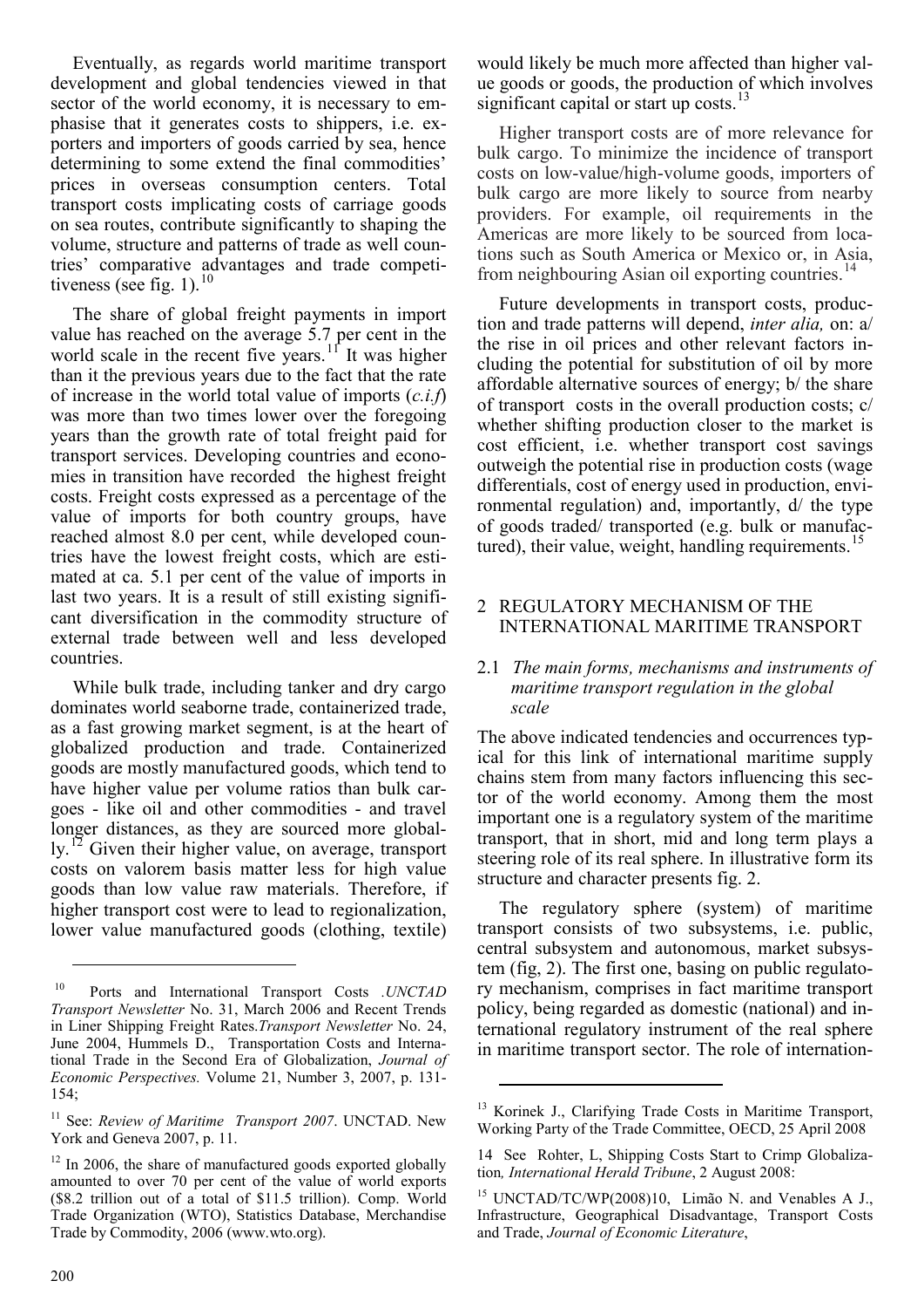Eventually, as regards world maritime transport development and global tendencies viewed in that sector of the world economy, it is necessary to emphasise that it generates costs to shippers, i.e. exporters and importers of goods carried by sea, hence determining to some extend the final commodities' prices in overseas consumption centers. Total transport costs implicating costs of carriage goods on sea routes, contribute significantly to shaping the volume, structure and patterns of trade as well countries' comparative advantages and trade competitiveness (see fig. 1).[10]

The share of global freight payments in import value has reached on the average 5.7 per cent in the world scale in the recent five years.[11] It was higher than it the previous years due to the fact that the rate of increase in the world total value of imports (*c.i.f*) was more than two times lower over the foregoing years than the growth rate of total freight paid for transport services. Developing countries and economies in transition have recorded the highest freight costs. Freight costs expressed as a percentage of the value of imports for both country groups, have reached almost 8.0 per cent, while developed countries have the lowest freight costs, which are estimated at ca. 5.1 per cent of the value of imports in last two years. It is a result of still existing significant diversification in the commodity structure of external trade between well and less developed countries.

While bulk trade, including tanker and dry cargo dominates world seaborne trade, containerized trade, as a fast growing market segment, is at the heart of globalized production and trade. Containerized goods are mostly manufactured goods, which tend to have higher value per volume ratios than bulk cargoes - like oil and other commodities - and travel longer distances, as they are sourced more globally.[12] Given their higher value, on average, transport costs on valorem basis matter less for high value goods than low value raw materials. Therefore, if higher transport cost were to lead to regionalization, lower value manufactured goods (clothing, textile) would likely be much more affected than higher value goods or goods, the production of which involves significant capital or start up costs.[13]

Higher transport costs are of more relevance for bulk cargo. To minimize the incidence of transport costs on low-value/high-volume goods, importers of bulk cargo are more likely to source from nearby providers. For example, oil requirements in the Americas are more likely to be sourced from locations such as South America or Mexico or, in Asia, from neighbouring Asian oil exporting countries.[14]

Future developments in transport costs, production and trade patterns will depend, *inter alia,* on: a/ the rise in oil prices and other relevant factors including the potential for substitution of oil by more affordable alternative sources of energy; b/ the share of transport costs in the overall production costs; c/ whether shifting production closer to the market is cost efficient, i.e. whether transport cost savings outweigh the potential rise in production costs (wage differentials, cost of energy used in production, environmental regulation) and, importantly, d/ the type of goods traded/ transported (e.g. bulk or manufactured), their value, weight, handling requirements.[15]

## 2 REGULATORY MECHANISM OF THE INTERNATIONAL MARITIME TRANSPORT

### 2.1 *The main forms, mechanisms and instruments of maritime transport regulation in the global scale*

The above indicated tendencies and occurrences typical for this link of international maritime supply chains stem from many factors influencing this sector of the world economy. Among them the most important one is a regulatory system of the maritime transport, that in short, mid and long term plays a steering role of its real sphere. In illustrative form its structure and character presents fig. 2.

The regulatory sphere (system) of maritime transport consists of two subsystems, i.e. public, central subsystem and autonomous, market subsystem (fig, 2). The first one, basing on public regulatory mechanism, comprises in fact maritime transport policy, being regarded as domestic (national) and international regulatory instrument of the real sphere in maritime transport sector. The role of internation-

---

[10] Ports and International Transport Costs .*UNCTAD Transport Newsletter* No. 31, March 2006 and Recent Trends in Liner Shipping Freight Rates.*Transport Newsletter* No. 24, June 2004, Hummels D., Transportation Costs and International Trade in the Second Era of Globalization, *Journal of Economic Perspectives.* Volume 21, Number 3, 2007, p. 131-154;

[11] See: *Review of Maritime Transport 2007*. UNCTAD. New York and Geneva 2007, p. 11.

[12] In 2006, the share of manufactured goods exported globally amounted to over 70 per cent of the value of world exports ($8.2 trillion out of a total of $11.5 trillion). Comp. World Trade Organization (WTO), Statistics Database, Merchandise Trade by Commodity, 2006 (www.wto.org).

[13] Korinek J., Clarifying Trade Costs in Maritime Transport, Working Party of the Trade Committee, OECD, 25 April 2008

14 See Rohter, L, Shipping Costs Start to Crimp Globalization*, International Herald Tribune*, 2 August 2008:

[15] UNCTAD/TC/WP(2008)10, Limão N. and Venables A J., Infrastructure, Geographical Disadvantage, Transport Costs and Trade, *Journal of Economic Literature*,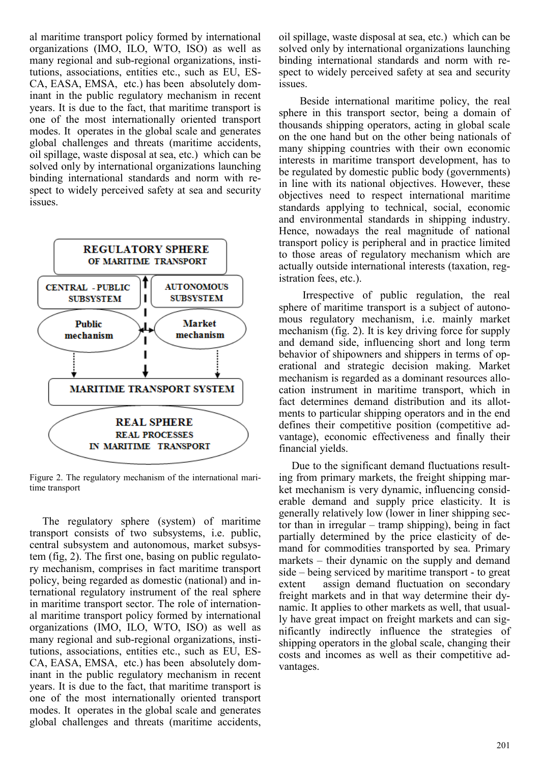al maritime transport policy formed by international organizations (IMO, ILO, WTO, ISO) as well as many regional and sub-regional organizations, institutions, associations, entities etc., such as EU, ESCA, EASA, EMSA, etc.) has been absolutely dominant in the public regulatory mechanism in recent years. It is due to the fact, that maritime transport is one of the most internationally oriented transport modes. It operates in the global scale and generates global challenges and threats (maritime accidents, oil spillage, waste disposal at sea, etc.) which can be solved only by international organizations launching binding international standards and norm with respect to widely perceived safety at sea and security issues.

Figure 2. The regulatory mechanism of the international maritime transport

The regulatory sphere (system) of maritime transport consists of two subsystems, i.e. public, central subsystem and autonomous, market subsystem (fig, 2). The first one, basing on public regulatory mechanism, comprises in fact maritime transport policy, being regarded as domestic (national) and international regulatory instrument of the real sphere in maritime transport sector. The role of international maritime transport policy formed by international organizations (IMO, ILO, WTO, ISO) as well as many regional and sub-regional organizations, institutions, associations, entities etc., such as EU, ESCA, EASA, EMSA, etc.) has been absolutely dominant in the public regulatory mechanism in recent years. It is due to the fact, that maritime transport is one of the most internationally oriented transport modes. It operates in the global scale and generates global challenges and threats (maritime accidents, oil spillage, waste disposal at sea, etc.) which can be solved only by international organizations launching binding international standards and norm with respect to widely perceived safety at sea and security issues.

Beside international maritime policy, the real sphere in this transport sector, being a domain of thousands shipping operators, acting in global scale on the one hand but on the other being nationals of many shipping countries with their own economic interests in maritime transport development, has to be regulated by domestic public body (governments) in line with its national objectives. However, these objectives need to respect international maritime standards applying to technical, social, economic and environmental standards in shipping industry. Hence, nowadays the real magnitude of national transport policy is peripheral and in practice limited to those areas of regulatory mechanism which are actually outside international interests (taxation, registration fees, etc.).

Irrespective of public regulation, the real sphere of maritime transport is a subject of autonomous regulatory mechanism, i.e. mainly market mechanism (fig. 2). It is key driving force for supply and demand side, influencing short and long term behavior of shipowners and shippers in terms of operational and strategic decision making. Market mechanism is regarded as a dominant resources allocation instrument in maritime transport, which in fact determines demand distribution and its allotments to particular shipping operators and in the end defines their competitive position (competitive advantage), economic effectiveness and finally their financial yields.

Due to the significant demand fluctuations resulting from primary markets, the freight shipping market mechanism is very dynamic, influencing considerable demand and supply price elasticity. It is generally relatively low (lower in liner shipping sector than in irregular – tramp shipping), being in fact partially determined by the price elasticity of demand for commodities transported by sea. Primary markets – their dynamic on the supply and demand side – being serviced by maritime transport - to great extent assign demand fluctuation on secondary freight markets and in that way determine their dynamic. It applies to other markets as well, that usually have great impact on freight markets and can significantly indirectly influence the strategies of shipping operators in the global scale, changing their costs and incomes as well as their competitive advantages.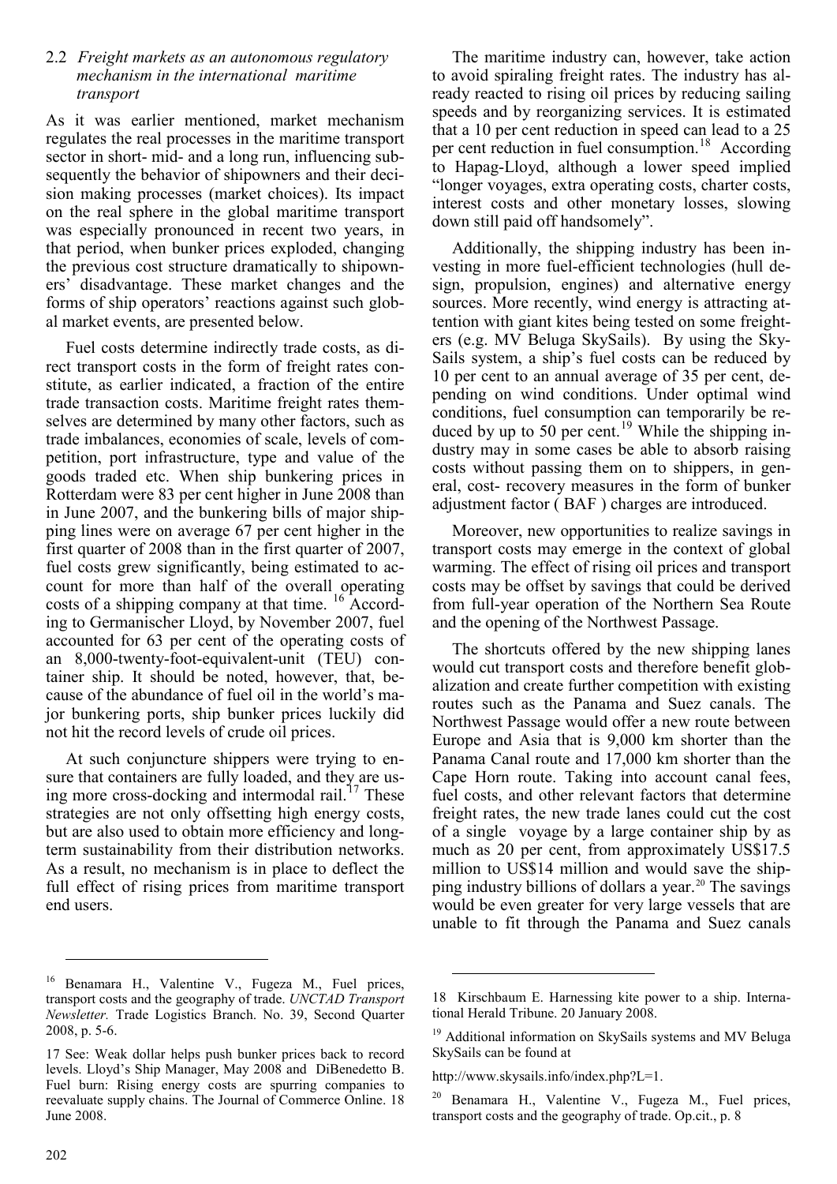### 2.2 *Freight markets as an autonomous regulatory mechanism in the international maritime transport*

As it was earlier mentioned, market mechanism regulates the real processes in the maritime transport sector in short- mid- and a long run, influencing subsequently the behavior of shipowners and their decision making processes (market choices). Its impact on the real sphere in the global maritime transport was especially pronounced in recent two years, in that period, when bunker prices exploded, changing the previous cost structure dramatically to shipowners' disadvantage. These market changes and the forms of ship operators' reactions against such global market events, are presented below.

Fuel costs determine indirectly trade costs, as direct transport costs in the form of freight rates constitute, as earlier indicated, a fraction of the entire trade transaction costs. Maritime freight rates themselves are determined by many other factors, such as trade imbalances, economies of scale, levels of competition, port infrastructure, type and value of the goods traded etc. When ship bunkering prices in Rotterdam were 83 per cent higher in June 2008 than in June 2007, and the bunkering bills of major shipping lines were on average 67 per cent higher in the first quarter of 2008 than in the first quarter of 2007, fuel costs grew significantly, being estimated to account for more than half of the overall operating costs of a shipping company at that time. [16] According to Germanischer Lloyd, by November 2007, fuel accounted for 63 per cent of the operating costs of an 8,000-twenty-foot-equivalent-unit (TEU) container ship. It should be noted, however, that, because of the abundance of fuel oil in the world's major bunkering ports, ship bunker prices luckily did not hit the record levels of crude oil prices.

At such conjuncture shippers were trying to ensure that containers are fully loaded, and they are using more cross-docking and intermodal rail.[17] These strategies are not only offsetting high energy costs, but are also used to obtain more efficiency and long-term sustainability from their distribution networks. As a result, no mechanism is in place to deflect the full effect of rising prices from maritime transport end users.

The maritime industry can, however, take action to avoid spiraling freight rates. The industry has already reacted to rising oil prices by reducing sailing speeds and by reorganizing services. It is estimated that a 10 per cent reduction in speed can lead to a 25 per cent reduction in fuel consumption.[18] According to Hapag-Lloyd, although a lower speed implied "longer voyages, extra operating costs, charter costs, interest costs and other monetary losses, slowing down still paid off handsomely".

Additionally, the shipping industry has been investing in more fuel-efficient technologies (hull design, propulsion, engines) and alternative energy sources. More recently, wind energy is attracting attention with giant kites being tested on some freighters (e.g. MV Beluga SkySails). By using the SkySails system, a ship's fuel costs can be reduced by 10 per cent to an annual average of 35 per cent, depending on wind conditions. Under optimal wind conditions, fuel consumption can temporarily be reduced by up to 50 per cent.[19] While the shipping industry may in some cases be able to absorb raising costs without passing them on to shippers, in general, cost- recovery measures in the form of bunker adjustment factor ( BAF ) charges are introduced.

Moreover, new opportunities to realize savings in transport costs may emerge in the context of global warming. The effect of rising oil prices and transport costs may be offset by savings that could be derived from full-year operation of the Northern Sea Route and the opening of the Northwest Passage.

The shortcuts offered by the new shipping lanes would cut transport costs and therefore benefit globalization and create further competition with existing routes such as the Panama and Suez canals. The Northwest Passage would offer a new route between Europe and Asia that is 9,000 km shorter than the Panama Canal route and 17,000 km shorter than the Cape Horn route. Taking into account canal fees, fuel costs, and other relevant factors that determine freight rates, the new trade lanes could cut the cost of a single voyage by a large container ship by as much as 20 per cent, from approximately US$17.5 million to US$14 million and would save the shipping industry billions of dollars a year.[20] The savings would be even greater for very large vessels that are unable to fit through the Panama and Suez canals

---

[16] Benamara H., Valentine V., Fugeza M., Fuel prices, transport costs and the geography of trade. *UNCTAD Transport Newsletter.* Trade Logistics Branch. No. 39, Second Quarter 2008, p. 5-6.

[17] See: Weak dollar helps push bunker prices back to record levels. Lloyd's Ship Manager, May 2008 and DiBenedetto B. Fuel burn: Rising energy costs are spurring companies to reevaluate supply chains. The Journal of Commerce Online. 18 June 2008.

[18] Kirschbaum E. Harnessing kite power to a ship. International Herald Tribune. 20 January 2008.

[19] Additional information on SkySails systems and MV Beluga SkySails can be found at

http://www.skysails.info/index.php?L=1.

[20] Benamara H., Valentine V., Fugeza M., Fuel prices, transport costs and the geography of trade. Op.cit., p. 8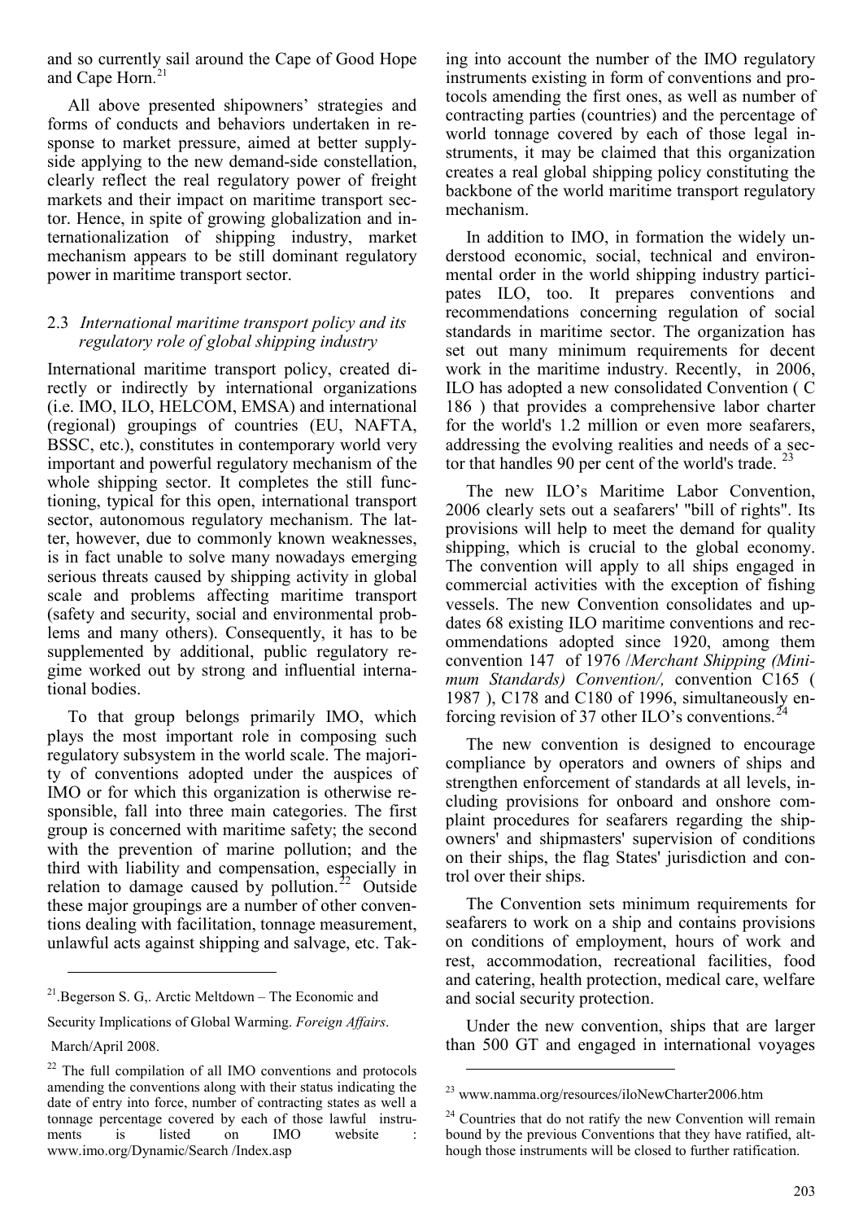and so currently sail around the Cape of Good Hope and Cape Horn.[21]

All above presented shipowners' strategies and forms of conducts and behaviors undertaken in response to market pressure, aimed at better supply-side applying to the new demand-side constellation, clearly reflect the real regulatory power of freight markets and their impact on maritime transport sector. Hence, in spite of growing globalization and internationalization of shipping industry, market mechanism appears to be still dominant regulatory power in maritime transport sector.

### 2.3 *International maritime transport policy and its regulatory role of global shipping industry*

International maritime transport policy, created directly or indirectly by international organizations (i.e. IMO, ILO, HELCOM, EMSA) and international (regional) groupings of countries (EU, NAFTA, BSSC, etc.), constitutes in contemporary world very important and powerful regulatory mechanism of the whole shipping sector. It completes the still functioning, typical for this open, international transport sector, autonomous regulatory mechanism. The latter, however, due to commonly known weaknesses, is in fact unable to solve many nowadays emerging serious threats caused by shipping activity in global scale and problems affecting maritime transport (safety and security, social and environmental problems and many others). Consequently, it has to be supplemented by additional, public regulatory regime worked out by strong and influential international bodies.

To that group belongs primarily IMO, which plays the most important role in composing such regulatory subsystem in the world scale. The majority of conventions adopted under the auspices of IMO or for which this organization is otherwise responsible, fall into three main categories. The first group is concerned with maritime safety; the second with the prevention of marine pollution; and the third with liability and compensation, especially in relation to damage caused by pollution.[22] Outside these major groupings are a number of other conventions dealing with facilitation, tonnage measurement, unlawful acts against shipping and salvage, etc. Taking into account the number of the IMO regulatory instruments existing in form of conventions and protocols amending the first ones, as well as number of contracting parties (countries) and the percentage of world tonnage covered by each of those legal instruments, it may be claimed that this organization creates a real global shipping policy constituting the backbone of the world maritime transport regulatory mechanism.

In addition to IMO, in formation the widely understood economic, social, technical and environmental order in the world shipping industry participates ILO, too. It prepares conventions and recommendations concerning regulation of social standards in maritime sector. The organization has set out many minimum requirements for decent work in the maritime industry. Recently, in 2006, ILO has adopted a new consolidated Convention ( C 186 ) that provides a comprehensive labor charter for the world's 1.2 million or even more seafarers, addressing the evolving realities and needs of a sector that handles 90 per cent of the world's trade. [23]

The new ILO's Maritime Labor Convention, 2006 clearly sets out a seafarers' "bill of rights". Its provisions will help to meet the demand for quality shipping, which is crucial to the global economy. The convention will apply to all ships engaged in commercial activities with the exception of fishing vessels. The new Convention consolidates and updates 68 existing ILO maritime conventions and recommendations adopted since 1920, among them convention 147 of 1976 /*Merchant Shipping (Minimum Standards) Convention/,* convention C165 ( 1987 ), C178 and C180 of 1996, simultaneously enforcing revision of 37 other ILO's conventions.[24]

The new convention is designed to encourage compliance by operators and owners of ships and strengthen enforcement of standards at all levels, including provisions for onboard and onshore complaint procedures for seafarers regarding the shipowners' and shipmasters' supervision of conditions on their ships, the flag States' jurisdiction and control over their ships.

The Convention sets minimum requirements for seafarers to work on a ship and contains provisions on conditions of employment, hours of work and rest, accommodation, recreational facilities, food and catering, health protection, medical care, welfare and social security protection.

Under the new convention, ships that are larger than 500 GT and engaged in international voyages

---

[21] Begerson S. G,. Arctic Meltdown – The Economic and Security Implications of Global Warming. *Foreign Affairs*. March/April 2008.

[22] The full compilation of all IMO conventions and protocols amending the conventions along with their status indicating the date of entry into force, number of contracting states as well a tonnage percentage covered by each of those lawful instruments is listed on IMO website : www.imo.org/Dynamic/Search /Index.asp

[23] www.namma.org/resources/iloNewCharter2006.htm

[24] Countries that do not ratify the new Convention will remain bound by the previous Conventions that they have ratified, although those instruments will be closed to further ratification.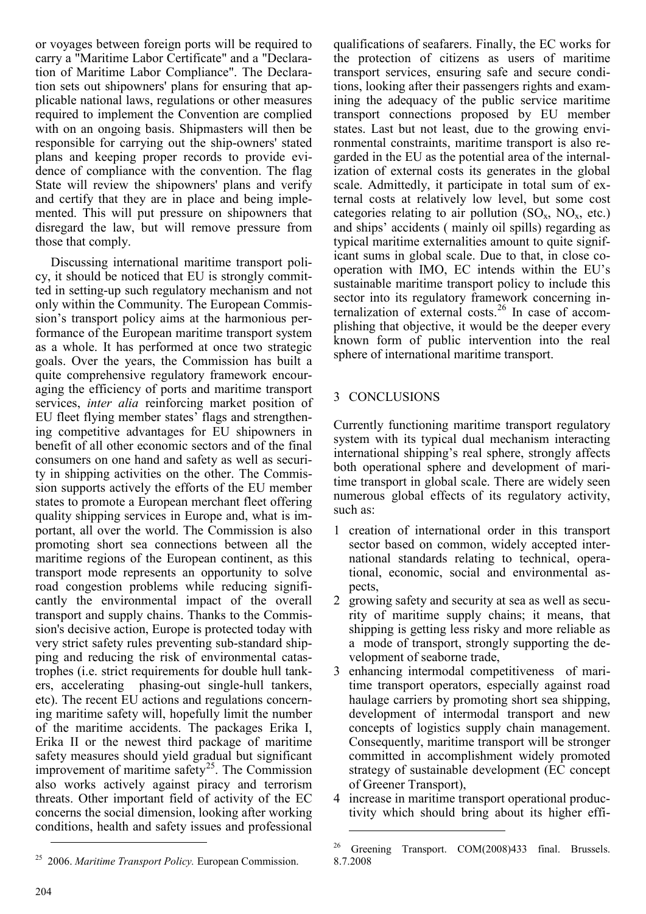or voyages between foreign ports will be required to carry a "Maritime Labor Certificate" and a "Declaration of Maritime Labor Compliance". The Declaration sets out shipowners' plans for ensuring that applicable national laws, regulations or other measures required to implement the Convention are complied with on an ongoing basis. Shipmasters will then be responsible for carrying out the ship-owners' stated plans and keeping proper records to provide evidence of compliance with the convention. The flag State will review the shipowners' plans and verify and certify that they are in place and being implemented. This will put pressure on shipowners that disregard the law, but will remove pressure from those that comply.

Discussing international maritime transport policy, it should be noticed that EU is strongly committed in setting-up such regulatory mechanism and not only within the Community. The European Commission's transport policy aims at the harmonious performance of the European maritime transport system as a whole. It has performed at once two strategic goals. Over the years, the Commission has built a quite comprehensive regulatory framework encouraging the efficiency of ports and maritime transport services, *inter alia* reinforcing market position of EU fleet flying member states' flags and strengthening competitive advantages for EU shipowners in benefit of all other economic sectors and of the final consumers on one hand and safety as well as security in shipping activities on the other. The Commission supports actively the efforts of the EU member states to promote a European merchant fleet offering quality shipping services in Europe and, what is important, all over the world. The Commission is also promoting short sea connections between all the maritime regions of the European continent, as this transport mode represents an opportunity to solve road congestion problems while reducing significantly the environmental impact of the overall transport and supply chains. Thanks to the Commission's decisive action, Europe is protected today with very strict safety rules preventing sub-standard shipping and reducing the risk of environmental catastrophes (i.e. strict requirements for double hull tankers, accelerating phasing-out single-hull tankers, etc). The recent EU actions and regulations concerning maritime safety will, hopefully limit the number of the maritime accidents. The packages Erika I, Erika II or the newest third package of maritime safety measures should yield gradual but significant improvement of maritime safety[25]. The Commission also works actively against piracy and terrorism threats. Other important field of activity of the EC concerns the social dimension, looking after working conditions, health and safety issues and professional qualifications of seafarers. Finally, the EC works for the protection of citizens as users of maritime transport services, ensuring safe and secure conditions, looking after their passengers rights and examining the adequacy of the public service maritime transport connections proposed by EU member states. Last but not least, due to the growing environmental constraints, maritime transport is also regarded in the EU as the potential area of the internalization of external costs its generates in the global scale. Admittedly, it participate in total sum of external costs at relatively low level, but some cost categories relating to air pollution ($SO_x$, $NO_x$, etc.) and ships' accidents ( mainly oil spills) regarding as typical maritime externalities amount to quite significant sums in global scale. Due to that, in close cooperation with IMO, EC intends within the EU's sustainable maritime transport policy to include this sector into its regulatory framework concerning internalization of external costs.[26] In case of accomplishing that objective, it would be the deeper every known form of public intervention into the real sphere of international maritime transport.

## 3 CONCLUSIONS

Currently functioning maritime transport regulatory system with its typical dual mechanism interacting international shipping's real sphere, strongly affects both operational sphere and development of maritime transport in global scale. There are widely seen numerous global effects of its regulatory activity, such as:

1. creation of international order in this transport sector based on common, widely accepted international standards relating to technical, operational, economic, social and environmental aspects,
2. growing safety and security at sea as well as security of maritime supply chains; it means, that shipping is getting less risky and more reliable as a mode of transport, strongly supporting the development of seaborne trade,
3. enhancing intermodal competitiveness of maritime transport operators, especially against road haulage carriers by promoting short sea shipping, development of intermodal transport and new concepts of logistics supply chain management. Consequently, maritime transport will be stronger committed in accomplishment widely promoted strategy of sustainable development (EC concept of Greener Transport),
4. increase in maritime transport operational productivity which should bring about its higher effi-

---

[25] 2006. *Maritime Transport Policy.* European Commission.

[26] Greening Transport. COM(2008)433 final. Brussels. 8.7.2008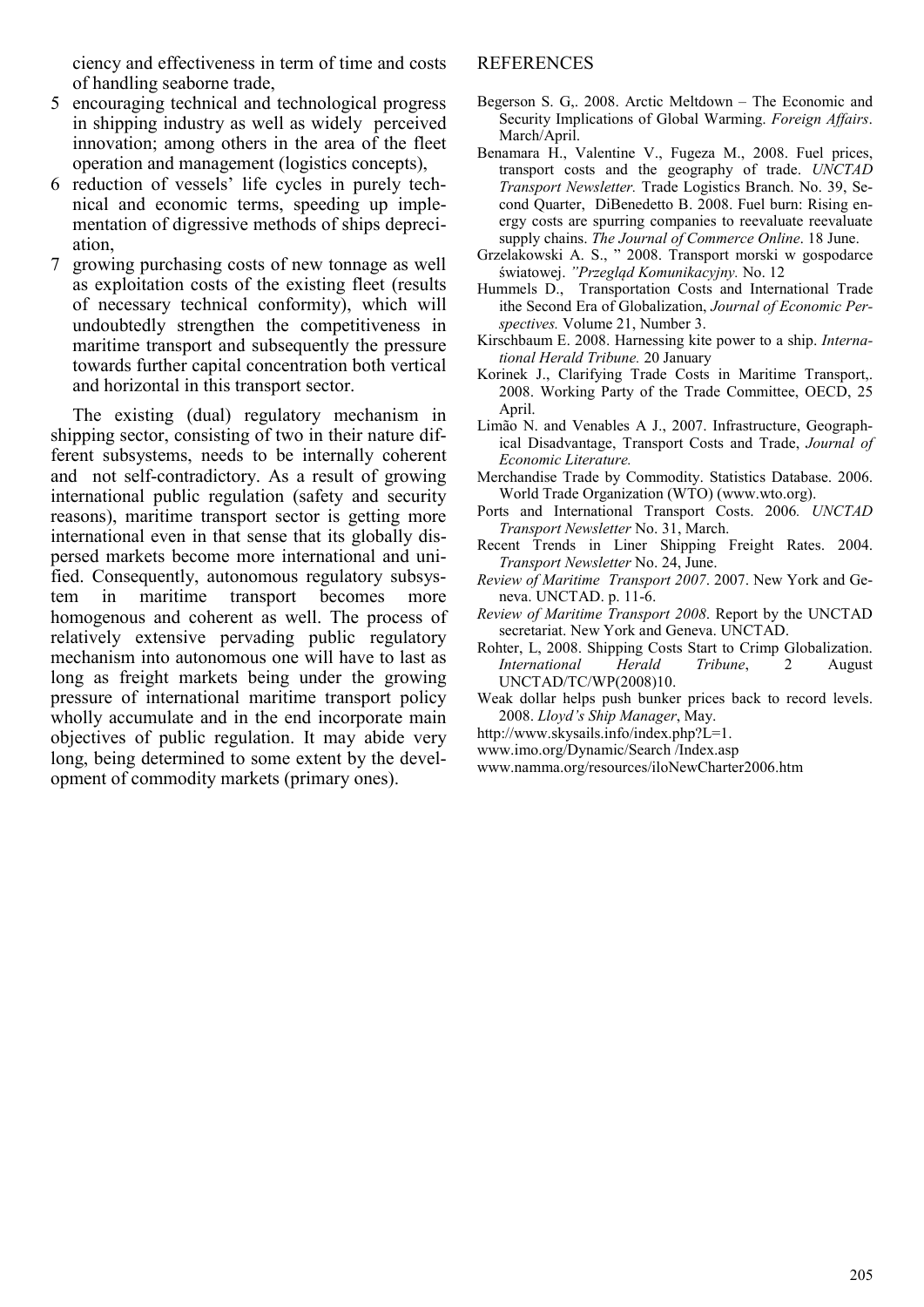ciency and effectiveness in term of time and costs of handling seaborne trade,

5 encouraging technical and technological progress in shipping industry as well as widely perceived innovation; among others in the area of the fleet operation and management (logistics concepts),
6 reduction of vessels' life cycles in purely technical and economic terms, speeding up implementation of digressive methods of ships depreciation,
7 growing purchasing costs of new tonnage as well as exploitation costs of the existing fleet (results of necessary technical conformity), which will undoubtedly strengthen the competitiveness in maritime transport and subsequently the pressure towards further capital concentration both vertical and horizontal in this transport sector.

The existing (dual) regulatory mechanism in shipping sector, consisting of two in their nature different subsystems, needs to be internally coherent and not self-contradictory. As a result of growing international public regulation (safety and security reasons), maritime transport sector is getting more international even in that sense that its globally dispersed markets become more international and unified. Consequently, autonomous regulatory subsystem in maritime transport becomes more homogenous and coherent as well. The process of relatively extensive pervading public regulatory mechanism into autonomous one will have to last as long as freight markets being under the growing pressure of international maritime transport policy wholly accumulate and in the end incorporate main objectives of public regulation. It may abide very long, being determined to some extent by the development of commodity markets (primary ones).

## REFERENCES

Begerson S. G,. 2008. Arctic Meltdown – The Economic and Security Implications of Global Warming. *Foreign Affairs*. March/April.

Benamara H., Valentine V., Fugeza M., 2008. Fuel prices, transport costs and the geography of trade. *UNCTAD Transport Newsletter.* Trade Logistics Branch. No. 39, Second Quarter, DiBenedetto B. 2008. Fuel burn: Rising energy costs are spurring companies to reevaluate reevaluate supply chains. *The Journal of Commerce Online*. 18 June.

Grzelakowski A. S., " 2008. Transport morski w gospodarce światowej. *"Przegląd Komunikacyjny.* No. 12

Hummels D., Transportation Costs and International Trade ithe Second Era of Globalization, *Journal of Economic Perspectives.* Volume 21, Number 3.

Kirschbaum E. 2008. Harnessing kite power to a ship. *International Herald Tribune.* 20 January

Korinek J., Clarifying Trade Costs in Maritime Transport,. 2008. Working Party of the Trade Committee, OECD, 25 April.

Limão N. and Venables A J., 2007. Infrastructure, Geographical Disadvantage, Transport Costs and Trade, *Journal of Economic Literature.*

Merchandise Trade by Commodity. Statistics Database. 2006. World Trade Organization (WTO) (www.wto.org).

Ports and International Transport Costs. 2006*. UNCTAD Transport Newsletter* No. 31, March.

Recent Trends in Liner Shipping Freight Rates. 2004. *Transport Newsletter* No. 24, June.

*Review of Maritime Transport 2007*. 2007. New York and Geneva. UNCTAD. p. 11-6.

*Review of Maritime Transport 2008*. Report by the UNCTAD secretariat. New York and Geneva. UNCTAD.

Rohter, L, 2008. Shipping Costs Start to Crimp Globalization. *International Herald Tribune*, 2 August UNCTAD/TC/WP(2008)10.

Weak dollar helps push bunker prices back to record levels. 2008. *Lloyd's Ship Manager*, May.

http://www.skysails.info/index.php?L=1.

www.imo.org/Dynamic/Search /Index.asp

www.namma.org/resources/iloNewCharter2006.htm